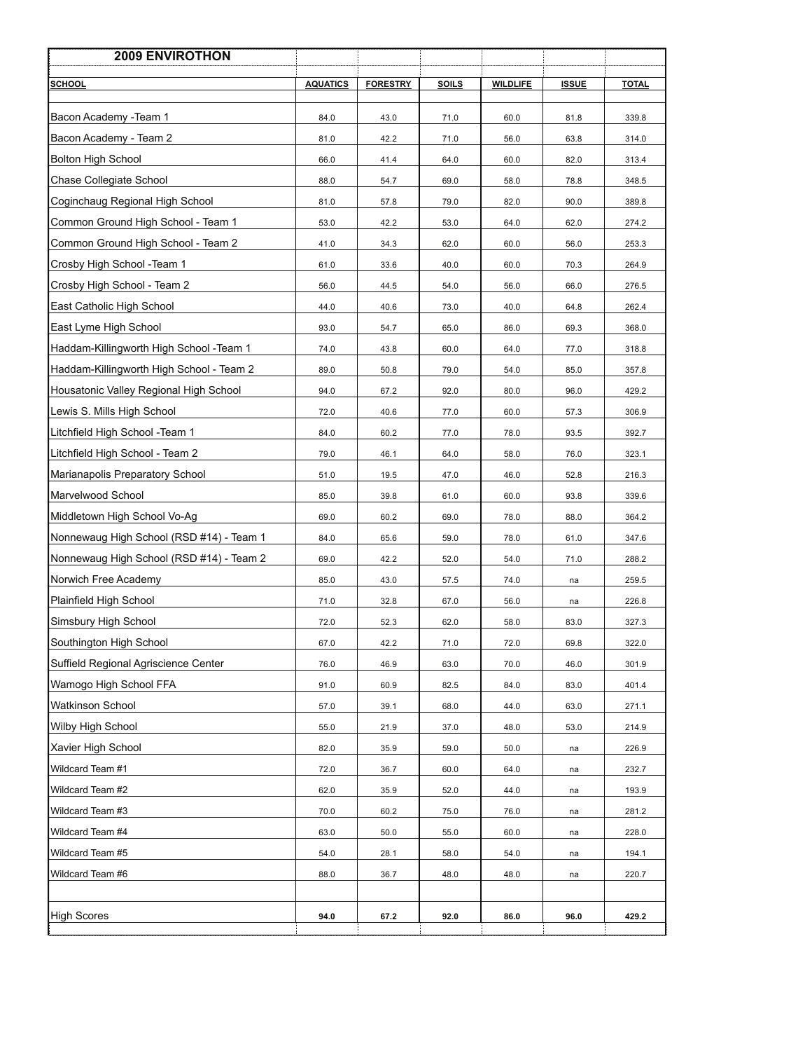| 2009 ENVIROTHON | | | | | | |
|---|---|---|---|---|---|---|
| **SCHOOL** | **AQUATICS** | **FORESTRY** | **SOILS** | **WILDLIFE** | **ISSUE** | **TOTAL** |
| Bacon Academy -Team 1 | 84.0 | 43.0 | 71.0 | 60.0 | 81.8 | 339.8 |
| Bacon Academy - Team 2 | 81.0 | 42.2 | 71.0 | 56.0 | 63.8 | 314.0 |
| Bolton High School | 66.0 | 41.4 | 64.0 | 60.0 | 82.0 | 313.4 |
| Chase Collegiate School | 88.0 | 54.7 | 69.0 | 58.0 | 78.8 | 348.5 |
| Coginchaug Regional High School | 81.0 | 57.8 | 79.0 | 82.0 | 90.0 | 389.8 |
| Common Ground High School - Team 1 | 53.0 | 42.2 | 53.0 | 64.0 | 62.0 | 274.2 |
| Common Ground High School - Team 2 | 41.0 | 34.3 | 62.0 | 60.0 | 56.0 | 253.3 |
| Crosby High School -Team 1 | 61.0 | 33.6 | 40.0 | 60.0 | 70.3 | 264.9 |
| Crosby High School - Team 2 | 56.0 | 44.5 | 54.0 | 56.0 | 66.0 | 276.5 |
| East Catholic High School | 44.0 | 40.6 | 73.0 | 40.0 | 64.8 | 262.4 |
| East Lyme High School | 93.0 | 54.7 | 65.0 | 86.0 | 69.3 | 368.0 |
| Haddam-Killingworth High School -Team 1 | 74.0 | 43.8 | 60.0 | 64.0 | 77.0 | 318.8 |
| Haddam-Killingworth High School - Team 2 | 89.0 | 50.8 | 79.0 | 54.0 | 85.0 | 357.8 |
| Housatonic Valley Regional High School | 94.0 | 67.2 | 92.0 | 80.0 | 96.0 | 429.2 |
| Lewis S. Mills High School | 72.0 | 40.6 | 77.0 | 60.0 | 57.3 | 306.9 |
| Litchfield High School -Team 1 | 84.0 | 60.2 | 77.0 | 78.0 | 93.5 | 392.7 |
| Litchfield High School - Team 2 | 79.0 | 46.1 | 64.0 | 58.0 | 76.0 | 323.1 |
| Marianapolis Preparatory School | 51.0 | 19.5 | 47.0 | 46.0 | 52.8 | 216.3 |
| Marvelwood School | 85.0 | 39.8 | 61.0 | 60.0 | 93.8 | 339.6 |
| Middletown High School Vo-Ag | 69.0 | 60.2 | 69.0 | 78.0 | 88.0 | 364.2 |
| Nonnewaug High School (RSD #14) - Team 1 | 84.0 | 65.6 | 59.0 | 78.0 | 61.0 | 347.6 |
| Nonnewaug High School (RSD #14) - Team 2 | 69.0 | 42.2 | 52.0 | 54.0 | 71.0 | 288.2 |
| Norwich Free Academy | 85.0 | 43.0 | 57.5 | 74.0 | na | 259.5 |
| Plainfield High School | 71.0 | 32.8 | 67.0 | 56.0 | na | 226.8 |
| Simsbury High School | 72.0 | 52.3 | 62.0 | 58.0 | 83.0 | 327.3 |
| Southington High School | 67.0 | 42.2 | 71.0 | 72.0 | 69.8 | 322.0 |
| Suffield Regional Agriscience Center | 76.0 | 46.9 | 63.0 | 70.0 | 46.0 | 301.9 |
| Wamogo High School FFA | 91.0 | 60.9 | 82.5 | 84.0 | 83.0 | 401.4 |
| Watkinson School | 57.0 | 39.1 | 68.0 | 44.0 | 63.0 | 271.1 |
| Wilby High School | 55.0 | 21.9 | 37.0 | 48.0 | 53.0 | 214.9 |
| Xavier High School | 82.0 | 35.9 | 59.0 | 50.0 | na | 226.9 |
| Wildcard Team #1 | 72.0 | 36.7 | 60.0 | 64.0 | na | 232.7 |
| Wildcard Team #2 | 62.0 | 35.9 | 52.0 | 44.0 | na | 193.9 |
| Wildcard Team #3 | 70.0 | 60.2 | 75.0 | 76.0 | na | 281.2 |
| Wildcard Team #4 | 63.0 | 50.0 | 55.0 | 60.0 | na | 228.0 |
| Wildcard Team #5 | 54.0 | 28.1 | 58.0 | 54.0 | na | 194.1 |
| Wildcard Team #6 | 88.0 | 36.7 | 48.0 | 48.0 | na | 220.7 |
| | | | | | | |
| High Scores | **94.0** | **67.2** | **92.0** | **86.0** | **96.0** | **429.2** |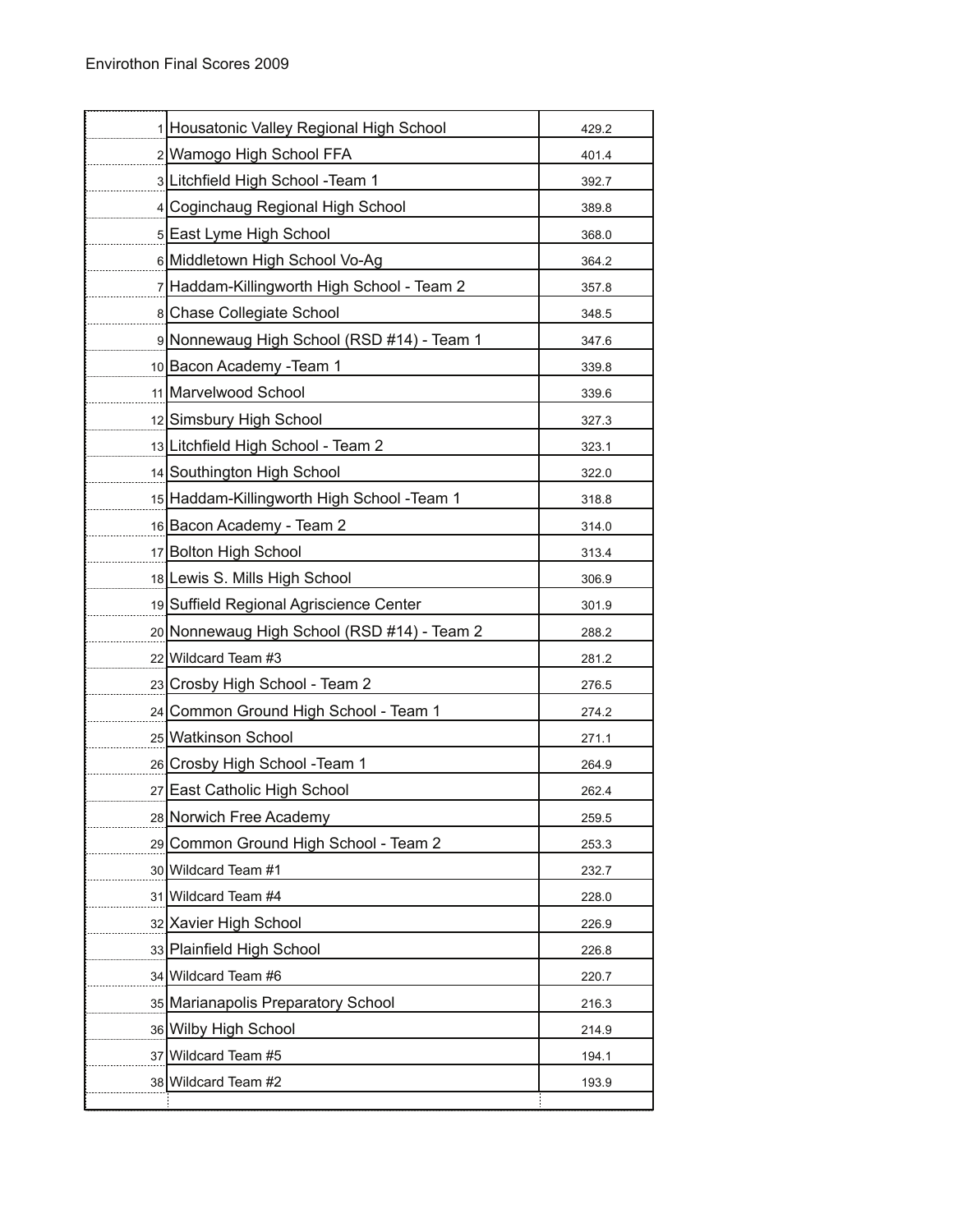Envirothon Final Scores 2009

| | | |
|---|---|---|
| 1 | Housatonic Valley Regional High School | 429.2 |
| 2 | Wamogo High School FFA | 401.4 |
| 3 | Litchfield High School -Team 1 | 392.7 |
| 4 | Coginchaug Regional High School | 389.8 |
| 5 | East Lyme High School | 368.0 |
| 6 | Middletown High School Vo-Ag | 364.2 |
| 7 | Haddam-Killingworth High School - Team 2 | 357.8 |
| 8 | Chase Collegiate School | 348.5 |
| 9 | Nonnewaug High School (RSD #14) - Team 1 | 347.6 |
| 10 | Bacon Academy -Team 1 | 339.8 |
| 11 | Marvelwood School | 339.6 |
| 12 | Simsbury High School | 327.3 |
| 13 | Litchfield High School - Team 2 | 323.1 |
| 14 | Southington High School | 322.0 |
| 15 | Haddam-Killingworth High School -Team 1 | 318.8 |
| 16 | Bacon Academy - Team 2 | 314.0 |
| 17 | Bolton High School | 313.4 |
| 18 | Lewis S. Mills High School | 306.9 |
| 19 | Suffield Regional Agriscience Center | 301.9 |
| 20 | Nonnewaug High School (RSD #14) - Team 2 | 288.2 |
| 22 | Wildcard Team #3 | 281.2 |
| 23 | Crosby High School - Team 2 | 276.5 |
| 24 | Common Ground High School - Team 1 | 274.2 |
| 25 | Watkinson School | 271.1 |
| 26 | Crosby High School -Team 1 | 264.9 |
| 27 | East Catholic High School | 262.4 |
| 28 | Norwich Free Academy | 259.5 |
| 29 | Common Ground High School - Team 2 | 253.3 |
| 30 | Wildcard Team #1 | 232.7 |
| 31 | Wildcard Team #4 | 228.0 |
| 32 | Xavier High School | 226.9 |
| 33 | Plainfield High School | 226.8 |
| 34 | Wildcard Team #6 | 220.7 |
| 35 | Marianapolis Preparatory School | 216.3 |
| 36 | Wilby High School | 214.9 |
| 37 | Wildcard Team #5 | 194.1 |
| 38 | Wildcard Team #2 | 193.9 |